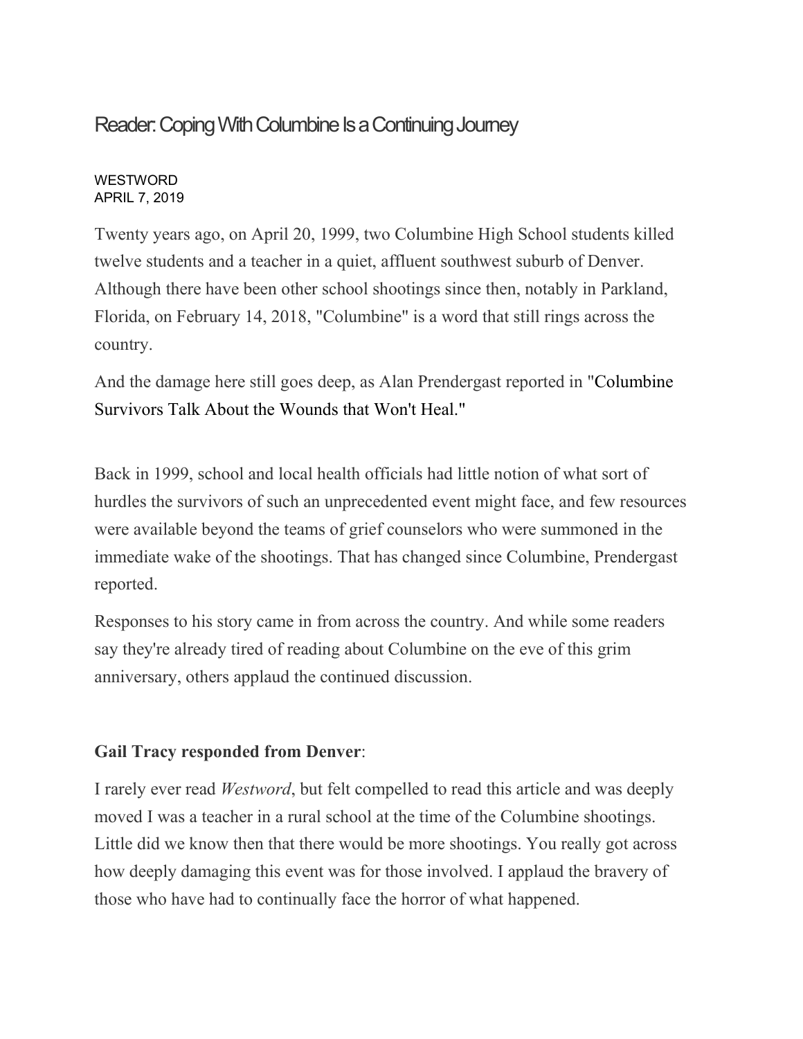# Reader: Coping With Columbine Is a Continuing Journey

WESTWORD
APRIL 7, 2019

Twenty years ago, on April 20, 1999, two Columbine High School students killed twelve students and a teacher in a quiet, affluent southwest suburb of Denver. Although there have been other school shootings since then, notably in Parkland, Florida, on February 14, 2018, "Columbine" is a word that still rings across the country.

And the damage here still goes deep, as Alan Prendergast reported in "Columbine Survivors Talk About the Wounds that Won't Heal."

Back in 1999, school and local health officials had little notion of what sort of hurdles the survivors of such an unprecedented event might face, and few resources were available beyond the teams of grief counselors who were summoned in the immediate wake of the shootings. That has changed since Columbine, Prendergast reported.

Responses to his story came in from across the country. And while some readers say they're already tired of reading about Columbine on the eve of this grim anniversary, others applaud the continued discussion.

**Gail Tracy responded from Denver**:

I rarely ever read *Westword*, but felt compelled to read this article and was deeply moved I was a teacher in a rural school at the time of the Columbine shootings. Little did we know then that there would be more shootings. You really got across how deeply damaging this event was for those involved. I applaud the bravery of those who have had to continually face the horror of what happened.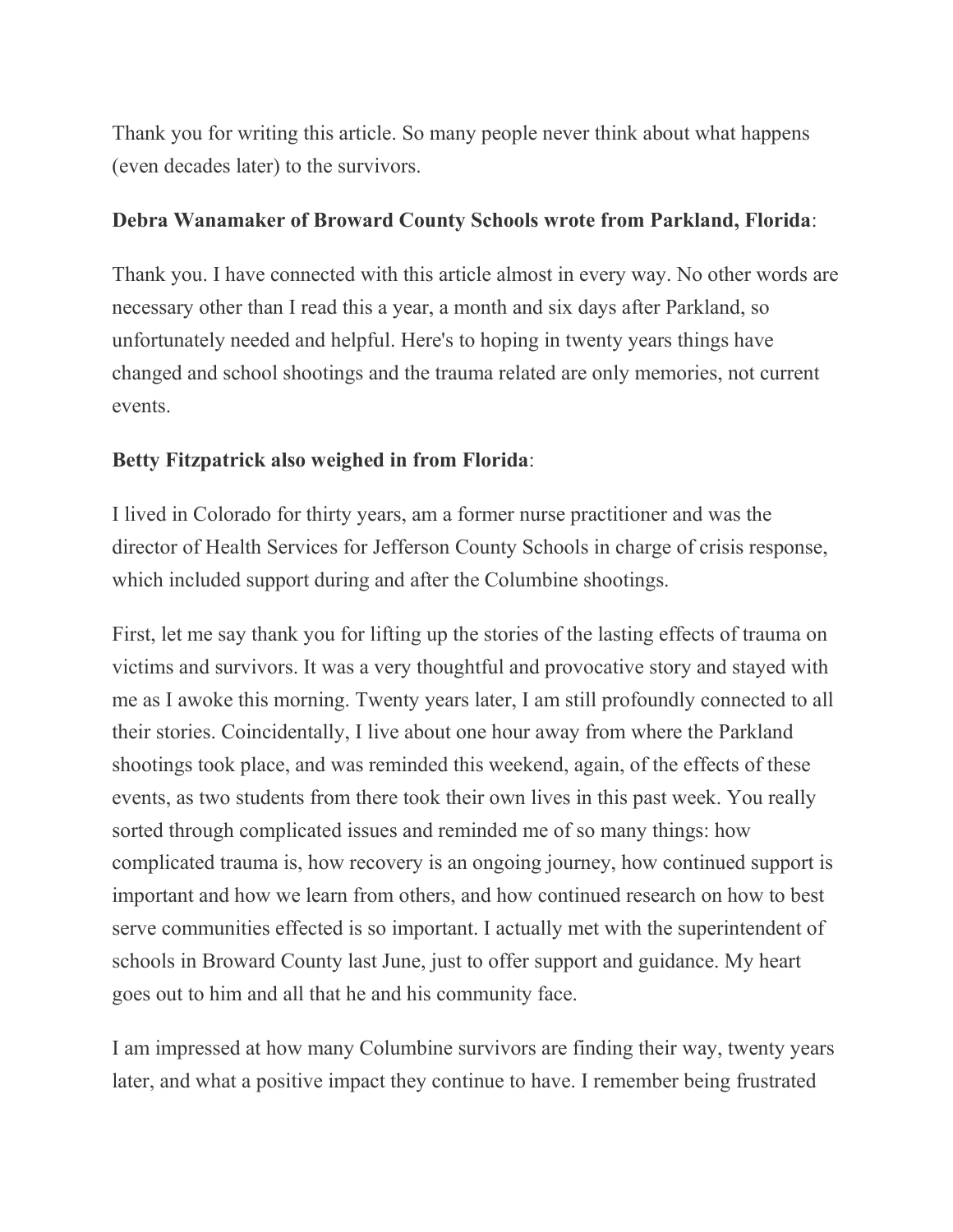Thank you for writing this article. So many people never think about what happens (even decades later) to the survivors.

**Debra Wanamaker of Broward County Schools wrote from Parkland, Florida**:

Thank you. I have connected with this article almost in every way. No other words are necessary other than I read this a year, a month and six days after Parkland, so unfortunately needed and helpful. Here's to hoping in twenty years things have changed and school shootings and the trauma related are only memories, not current events.

**Betty Fitzpatrick also weighed in from Florida**:

I lived in Colorado for thirty years, am a former nurse practitioner and was the director of Health Services for Jefferson County Schools in charge of crisis response, which included support during and after the Columbine shootings.

First, let me say thank you for lifting up the stories of the lasting effects of trauma on victims and survivors. It was a very thoughtful and provocative story and stayed with me as I awoke this morning. Twenty years later, I am still profoundly connected to all their stories. Coincidentally, I live about one hour away from where the Parkland shootings took place, and was reminded this weekend, again, of the effects of these events, as two students from there took their own lives in this past week. You really sorted through complicated issues and reminded me of so many things: how complicated trauma is, how recovery is an ongoing journey, how continued support is important and how we learn from others, and how continued research on how to best serve communities effected is so important. I actually met with the superintendent of schools in Broward County last June, just to offer support and guidance. My heart goes out to him and all that he and his community face.

I am impressed at how many Columbine survivors are finding their way, twenty years later, and what a positive impact they continue to have. I remember being frustrated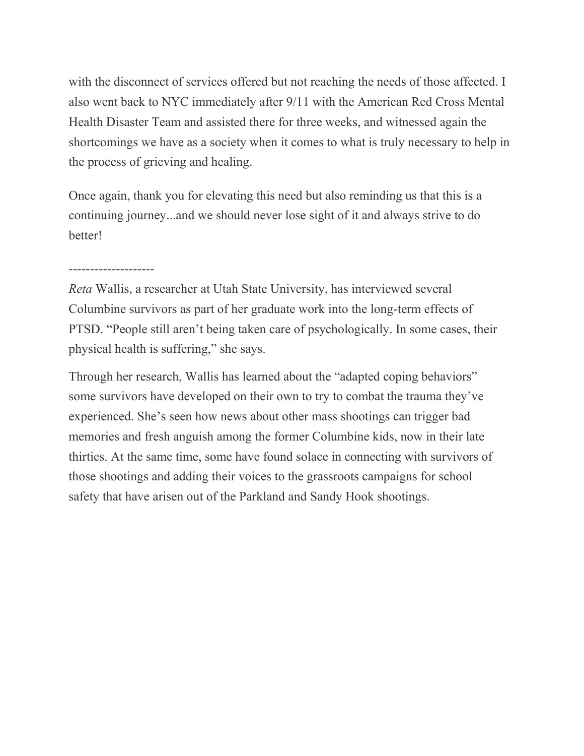with the disconnect of services offered but not reaching the needs of those affected. I also went back to NYC immediately after 9/11 with the American Red Cross Mental Health Disaster Team and assisted there for three weeks, and witnessed again the shortcomings we have as a society when it comes to what is truly necessary to help in the process of grieving and healing.

Once again, thank you for elevating this need but also reminding us that this is a continuing journey...and we should never lose sight of it and always strive to do better!

--------------------

*Reta* Wallis, a researcher at Utah State University, has interviewed several Columbine survivors as part of her graduate work into the long-term effects of PTSD. "People still aren't being taken care of psychologically. In some cases, their physical health is suffering," she says.

Through her research, Wallis has learned about the "adapted coping behaviors" some survivors have developed on their own to try to combat the trauma they've experienced. She's seen how news about other mass shootings can trigger bad memories and fresh anguish among the former Columbine kids, now in their late thirties. At the same time, some have found solace in connecting with survivors of those shootings and adding their voices to the grassroots campaigns for school safety that have arisen out of the Parkland and Sandy Hook shootings.